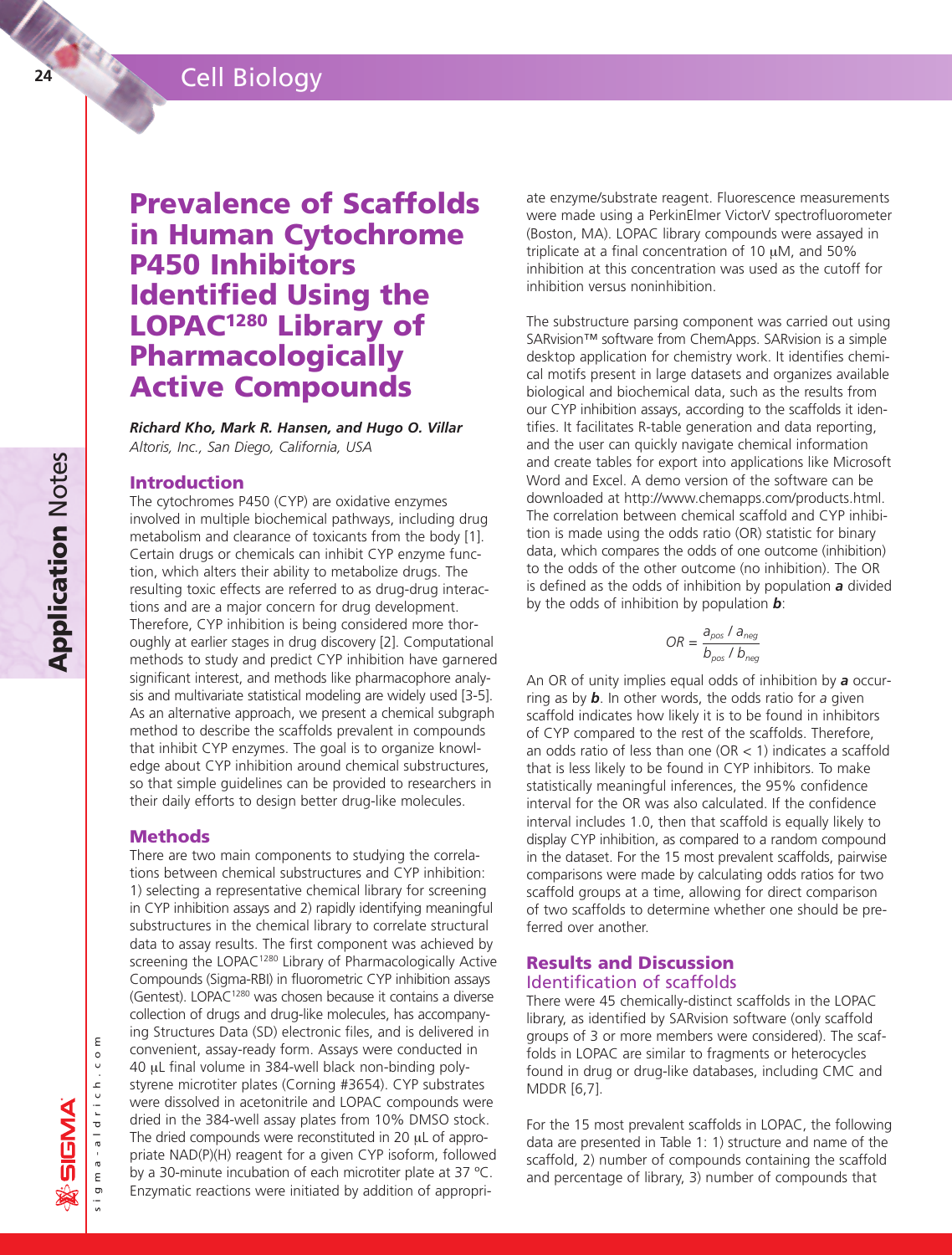# Prevalence of Scaffolds in Human Cytochrome P450 Inhibitors Identified Using the LOPAC[1280] Library of Pharmacologically Active Compounds

***Richard Kho, Mark R. Hansen, and Hugo O. Villar***
*Altoris, Inc., San Diego, California, USA*

## Introduction

The cytochromes P450 (CYP) are oxidative enzymes involved in multiple biochemical pathways, including drug metabolism and clearance of toxicants from the body [1]. Certain drugs or chemicals can inhibit CYP enzyme function, which alters their ability to metabolize drugs. The resulting toxic effects are referred to as drug-drug interactions and are a major concern for drug development. Therefore, CYP inhibition is being considered more thoroughly at earlier stages in drug discovery [2]. Computational methods to study and predict CYP inhibition have garnered significant interest, and methods like pharmacophore analysis and multivariate statistical modeling are widely used [3-5]. As an alternative approach, we present a chemical subgraph method to describe the scaffolds prevalent in compounds that inhibit CYP enzymes. The goal is to organize knowledge about CYP inhibition around chemical substructures, so that simple guidelines can be provided to researchers in their daily efforts to design better drug-like molecules.

## Methods

There are two main components to studying the correlations between chemical substructures and CYP inhibition: 1) selecting a representative chemical library for screening in CYP inhibition assays and 2) rapidly identifying meaningful substructures in the chemical library to correlate structural data to assay results. The first component was achieved by screening the LOPAC[1280] Library of Pharmacologically Active Compounds (Sigma-RBI) in fluorometric CYP inhibition assays (Gentest). LOPAC[1280] was chosen because it contains a diverse collection of drugs and drug-like molecules, has accompanying Structures Data (SD) electronic files, and is delivered in convenient, assay-ready form. Assays were conducted in 40 µL final volume in 384-well black non-binding polystyrene microtiter plates (Corning #3654). CYP substrates were dissolved in acetonitrile and LOPAC compounds were dried in the 384-well assay plates from 10% DMSO stock. The dried compounds were reconstituted in 20 µL of appropriate NAD(P)(H) reagent for a given CYP isoform, followed by a 30-minute incubation of each microtiter plate at 37 ºC. Enzymatic reactions were initiated by addition of appropriate enzyme/substrate reagent. Fluorescence measurements were made using a PerkinElmer VictorV spectrofluorometer (Boston, MA). LOPAC library compounds were assayed in triplicate at a final concentration of 10 µM, and 50% inhibition at this concentration was used as the cutoff for inhibition versus noninhibition.

The substructure parsing component was carried out using SARvision™ software from ChemApps. SARvision is a simple desktop application for chemistry work. It identifies chemical motifs present in large datasets and organizes available biological and biochemical data, such as the results from our CYP inhibition assays, according to the scaffolds it identifies. It facilitates R-table generation and data reporting, and the user can quickly navigate chemical information and create tables for export into applications like Microsoft Word and Excel. A demo version of the software can be downloaded at http://www.chemapps.com/products.html. The correlation between chemical scaffold and CYP inhibition is made using the odds ratio (OR) statistic for binary data, which compares the odds of one outcome (inhibition) to the odds of the other outcome (no inhibition). The OR is defined as the odds of inhibition by population ***a*** divided by the odds of inhibition by population ***b***:

$$OR = \frac{a_{pos} / a_{neg}}{b_{pos} / b_{neg}}$$

An OR of unity implies equal odds of inhibition by ***a*** occurring as by ***b***. In other words, the odds ratio for *a* given scaffold indicates how likely it is to be found in inhibitors of CYP compared to the rest of the scaffolds. Therefore, an odds ratio of less than one (OR < 1) indicates a scaffold that is less likely to be found in CYP inhibitors. To make statistically meaningful inferences, the 95% confidence interval for the OR was also calculated. If the confidence interval includes 1.0, then that scaffold is equally likely to display CYP inhibition, as compared to a random compound in the dataset. For the 15 most prevalent scaffolds, pairwise comparisons were made by calculating odds ratios for two scaffold groups at a time, allowing for direct comparison of two scaffolds to determine whether one should be preferred over another.

## Results and Discussion

### Identification of scaffolds

There were 45 chemically-distinct scaffolds in the LOPAC library, as identified by SARvision software (only scaffold groups of 3 or more members were considered). The scaffolds in LOPAC are similar to fragments or heterocycles found in drug or drug-like databases, including CMC and MDDR [6,7].

For the 15 most prevalent scaffolds in LOPAC, the following data are presented in Table 1: 1) structure and name of the scaffold, 2) number of compounds containing the scaffold and percentage of library, 3) number of compounds that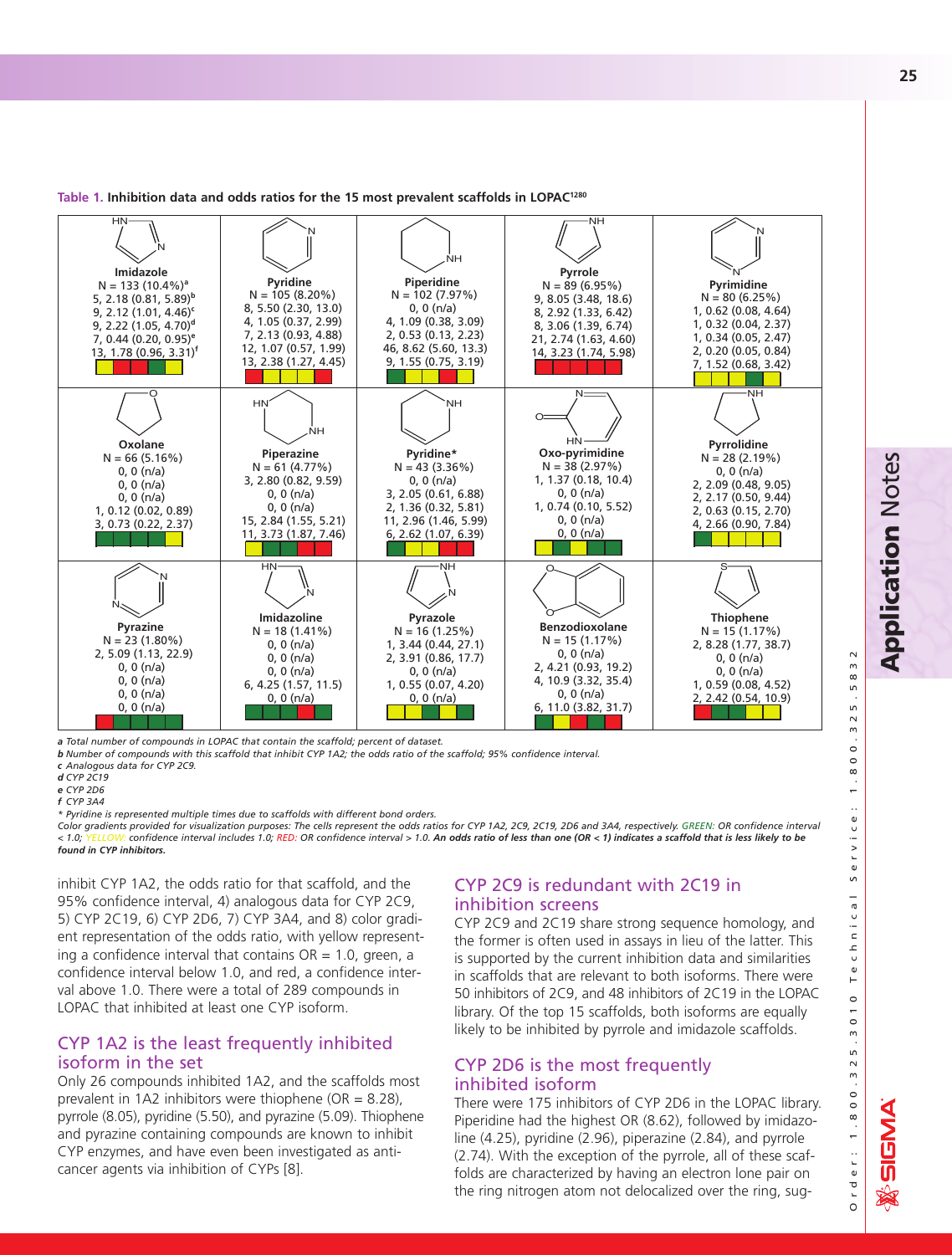**Table 1. Inhibition data and odds ratios for the 15 most prevalent scaffolds in LOPAC[1280]**

| Imidazole | Pyridine | Piperidine | Pyrrole | Pyrimidine |
|---|---|---|---|---|
| N = 133 (10.4%)[a] | N = 105 (8.20%) | N = 102 (7.97%) | N = 89 (6.95%) | N = 80 (6.25%) |
| 5, 2.18 (0.81, 5.89)[b] | 8, 5.50 (2.30, 13.0) | 0, 0 (n/a) | 9, 8.05 (3.48, 18.6) | 1, 0.62 (0.08, 4.64) |
| 9, 2.12 (1.01, 4.46)[c] | 4, 1.05 (0.37, 2.99) | 4, 1.09 (0.38, 3.09) | 8, 2.92 (1.33, 6.42) | 1, 0.32 (0.04, 2.37) |
| 9, 2.22 (1.05, 4.70)[d] | 7, 2.13 (0.93, 4.88) | 2, 0.53 (0.13, 2.23) | 8, 3.06 (1.39, 6.74) | 1, 0.34 (0.05, 2.47) |
| 7, 0.44 (0.20, 0.95)[e] | 12, 1.07 (0.57, 1.99) | 46, 8.62 (5.60, 13.3) | 21, 2.74 (1.63, 4.60) | 2, 0.20 (0.05, 0.84) |
| 13, 1.78 (0.96, 3.31)[f] | 13, 2.38 (1.27, 4.45) | 9, 1.55 (0.75, 3.19) | 14, 3.23 (1.74, 5.98) | 7, 1.52 (0.68, 3.42) |
| **Oxolane** | **Piperazine** | **Pyridine*** | **Oxo-pyrimidine** | **Pyrrolidine** |
| N = 66 (5.16%) | N = 61 (4.77%) | N = 43 (3.36%) | N = 38 (2.97%) | N = 28 (2.19%) |
| 0, 0 (n/a) | 3, 2.80 (0.82, 9.59) | 0, 0 (n/a) | 1, 1.37 (0.18, 10.4) | 0, 0 (n/a) |
| 0, 0 (n/a) | 0, 0 (n/a) | 3, 2.05 (0.61, 6.88) | 0, 0 (n/a) | 2, 2.09 (0.48, 9.05) |
| 0, 0 (n/a) | 0, 0 (n/a) | 2, 1.36 (0.32, 5.81) | 1, 0.74 (0.10, 5.52) | 2, 2.17 (0.50, 9.44) |
| 1, 0.12 (0.02, 0.89) | 15, 2.84 (1.55, 5.21) | 11, 2.96 (1.46, 5.99) | 0, 0 (n/a) | 2, 0.63 (0.15, 2.70) |
| 3, 0.73 (0.22, 2.37) | 11, 3.73 (1.87, 7.46) | 6, 2.62 (1.07, 6.39) | 0, 0 (n/a) | 4, 2.66 (0.90, 7.84) |
| **Pyrazine** | **Imidazoline** | **Pyrazole** | **Benzodioxolane** | **Thiophene** |
| N = 23 (1.80%) | N = 18 (1.41%) | N = 16 (1.25%) | N = 15 (1.17%) | N = 15 (1.17%) |
| 2, 5.09 (1.13, 22.9) | 0, 0 (n/a) | 1, 3.44 (0.44, 27.1) | 0, 0 (n/a) | 2, 8.28 (1.77, 38.7) |
| 0, 0 (n/a) | 0, 0 (n/a) | 2, 3.91 (0.86, 17.7) | 0, 0 (n/a) | 0, 0 (n/a) |
| 0, 0 (n/a) | 0, 0 (n/a) | 0, 0 (n/a) | 2, 4.21 (0.93, 19.2) | 0, 0 (n/a) |
| 0, 0 (n/a) | 6, 4.25 (1.57, 11.5) | 1, 0.55 (0.07, 4.20) | 4, 10.9 (3.32, 35.4) | 1, 0.59 (0.08, 4.52) |
| 0, 0 (n/a) | 0, 0 (n/a) | 0, 0 (n/a) | 6, 11.0 (3.82, 31.7) | 2, 2.42 (0.54, 10.9) |

*a Total number of compounds in LOPAC that contain the scaffold; percent of dataset.*
*b Number of compounds with this scaffold that inhibit CYP 1A2; the odds ratio of the scaffold; 95% confidence interval.*
*c Analogous data for CYP 2C9.*
*d CYP 2C19*
*e CYP 2D6*
*f CYP 3A4*
*\* Pyridine is represented multiple times due to scaffolds with different bond orders.*

*Color gradients provided for visualization purposes: The cells represent the odds ratios for CYP 1A2, 2C9, 2C19, 2D6 and 3A4, respectively. GREEN: OR confidence interval < 1.0; YELLOW: confidence interval includes 1.0; RED: OR confidence interval > 1.0.* ***An odds ratio of less than one (OR < 1) indicates a scaffold that is less likely to be found in CYP inhibitors.***

inhibit CYP 1A2, the odds ratio for that scaffold, and the 95% confidence interval, 4) analogous data for CYP 2C9, 5) CYP 2C19, 6) CYP 2D6, 7) CYP 3A4, and 8) color gradient representation of the odds ratio, with yellow representing a confidence interval that contains OR = 1.0, green, a confidence interval below 1.0, and red, a confidence interval above 1.0. There were a total of 289 compounds in LOPAC that inhibited at least one CYP isoform.

## CYP 1A2 is the least frequently inhibited isoform in the set

Only 26 compounds inhibited 1A2, and the scaffolds most prevalent in 1A2 inhibitors were thiophene (OR = 8.28), pyrrole (8.05), pyridine (5.50), and pyrazine (5.09). Thiophene and pyrazine containing compounds are known to inhibit CYP enzymes, and have even been investigated as anticancer agents via inhibition of CYPs [8].

## CYP 2C9 is redundant with 2C19 in inhibition screens

CYP 2C9 and 2C19 share strong sequence homology, and the former is often used in assays in lieu of the latter. This is supported by the current inhibition data and similarities in scaffolds that are relevant to both isoforms. There were 50 inhibitors of 2C9, and 48 inhibitors of 2C19 in the LOPAC library. Of the top 15 scaffolds, both isoforms are equally likely to be inhibited by pyrrole and imidazole scaffolds.

## CYP 2D6 is the most frequently inhibited isoform

There were 175 inhibitors of CYP 2D6 in the LOPAC library. Piperidine had the highest OR (8.62), followed by imidazoline (4.25), pyridine (2.96), piperazine (2.84), and pyrrole (2.74). With the exception of the pyrrole, all of these scaffolds are characterized by having an electron lone pair on the ring nitrogen atom not delocalized over the ring, sug-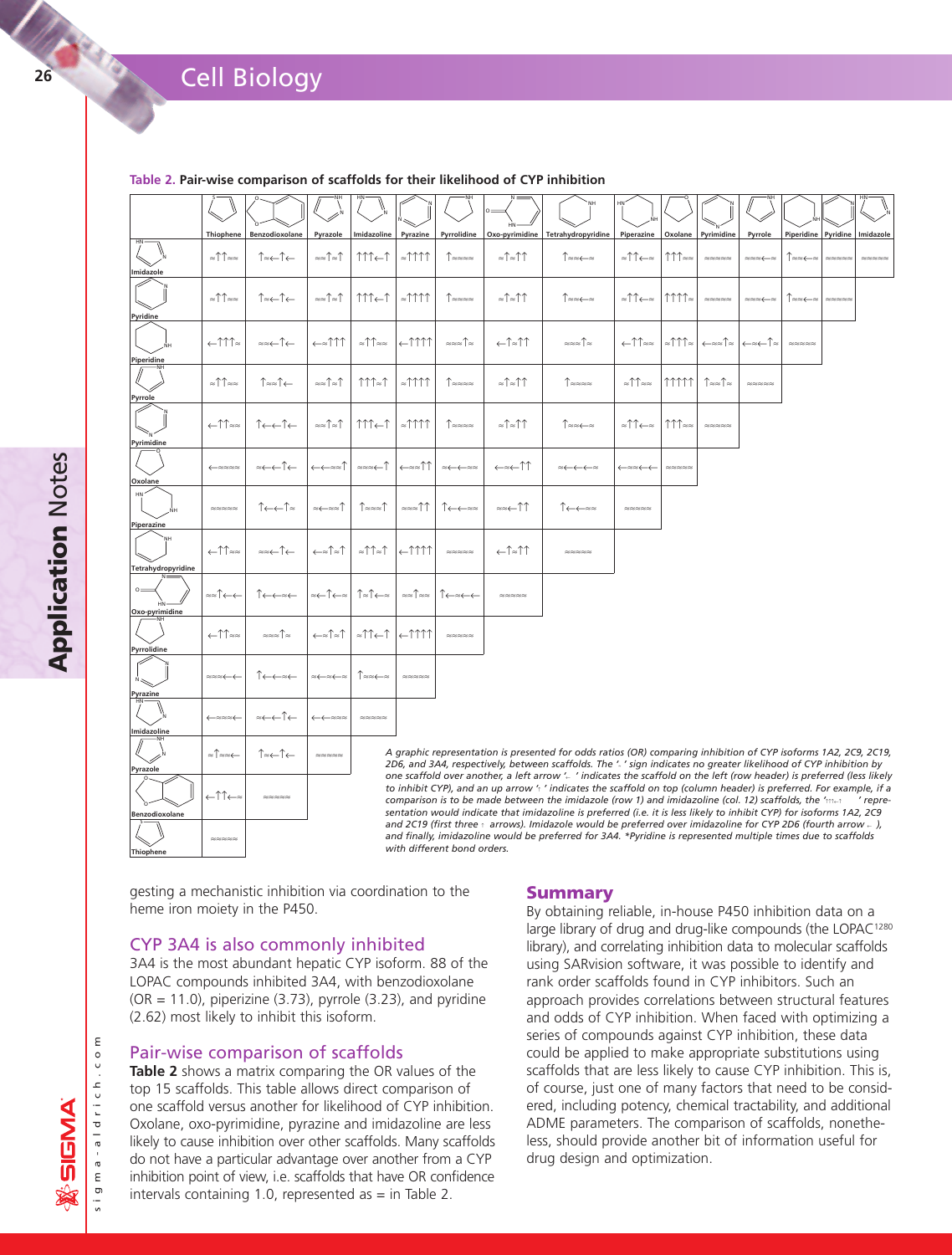**Table 2. Pair-wise comparison of scaffolds for their likelihood of CYP inhibition**

| | Thiophene | Benzodioxolane | Pyrazole | Imidazoline | Pyrazine | Pyrrolidine | Oxo-pyrimidine | Tetrahydropyridine | Piperazine | Oxolane | Pyrimidine | Pyrrole | Piperidine | Pyridine | Imidazole |
|---|---|---|---|---|---|---|---|---|---|---|---|---|---|---|---|
| Imidazole | ≈↑↑≈≈ | ↑≈←↑← | ≈≈↑≈↑ | ↑↑↑←↑ | ≈↑↑↑↑ | ↑≈≈≈≈ | ≈↑≈↑↑ | ↑≈≈←≈ | ≈↑↑←≈ | ↑↑↑≈≈ | ≈≈≈≈≈ | ≈≈≈←≈ | ↑≈≈←≈ | ≈≈≈≈≈ | ≈≈≈≈≈ |
| Pyridine | ≈↑↑≈≈ | ↑≈←↑← | ≈≈↑≈↑ | ↑↑↑←↑ | ≈↑↑↑↑ | ↑≈≈≈≈ | ≈↑≈↑↑ | ↑≈≈←≈ | ≈↑↑←≈ | ↑↑↑↑≈ | ≈≈≈≈≈ | ≈≈≈←≈ | ↑≈≈←≈ | ≈≈≈≈≈ | |
| Piperidine | ←↑↑↑≈ | ≈≈←↑← | ←≈↑↑↑ | ≈↑↑≈≈ | ←↑↑↑↑ | ≈≈≈↑≈ | ←↑≈↑↑ | ≈≈≈↑≈ | ←↑↑≈≈ | ≈↑↑↑≈ | ←≈≈↑≈ | ←≈←↑≈ | ≈≈≈≈≈ | | |
| Pyrrole | ≈↑↑≈≈ | ↑≈≈↑← | ≈≈↑≈↑ | ↑↑↑≈↑ | ≈↑↑↑↑ | ↑≈≈≈≈ | ≈↑≈↑↑ | ↑≈≈≈≈ | ≈↑↑≈≈ | ↑↑↑↑↑ | ↑≈≈↑≈ | ≈≈≈≈≈ | | | |
| Pyrimidine | ←↑↑≈≈ | ↑←←↑← | ≈≈↑≈↑ | ↑↑↑←↑ | ≈↑↑↑↑ | ↑≈≈≈≈ | ≈↑≈↑↑ | ↑≈≈←≈ | ≈↑↑←≈ | ↑↑↑≈≈ | ≈≈≈≈≈ | | | | |
| Oxolane | ←≈≈≈≈ | ≈←←↑← | ←←≈≈↑ | ≈≈≈←↑ | ←≈≈↑↑ | ≈←←≈≈ | ←≈←↑↑ | ≈←←←≈ | ←≈≈←← | ≈≈≈≈≈ | | | | | |
| Piperazine | ≈≈≈≈≈ | ↑←←↑≈ | ≈←≈≈↑ | ↑≈≈≈↑ | ≈≈≈↑↑ | ↑←←≈≈ | ≈≈←↑↑ | ↑←←≈≈ | ≈≈≈≈≈ | | | | | | |
| Tetrahydropyridine | ←↑↑≈≈ | ≈≈←↑← | ←≈↑≈↑ | ≈↑↑≈↑ | ←↑↑↑↑ | ≈≈≈≈≈ | ←↑≈↑↑ | ≈≈≈≈≈ | | | | | | | |
| Oxo-pyrimidine | ≈≈↑←← | ↑←≈≈← | ≈←↑←≈ | ↑≈↑←≈ | ≈≈↑≈≈ | ↑←≈←← | ≈≈≈≈≈ | | | | | | | | |
| Pyrrolidine | ←↑↑≈≈ | ≈≈≈↑≈ | ←≈↑≈↑ | ≈↑↑←↑ | ←↑↑↑↑ | ≈≈≈≈≈ | | | | | | | | | |
| Pyrazine | ≈≈≈←← | ↑←≈≈← | ≈←≈←≈ | ↑≈≈←≈ | ≈≈≈≈≈ | | | | | | | | | | |
| Imidazoline | ←≈≈≈← | ≈←←↑← | ←←≈≈≈ | ≈≈≈≈≈ | | | | | | | | | | | |
| Pyrazole | ≈↑≈≈← | ↑≈←↑← | ≈≈≈≈≈ | | | | | | | | | | | | |
| Benzodioxolane | ←↑↑←≈ | ≈≈≈≈≈ | | | | | | | | | | | | | |
| Thiophene | ≈≈≈≈≈ | | | | | | | | | | | | | | |

*A graphic representation is presented for odds ratios (OR) comparing inhibition of CYP isoforms 1A2, 2C9, 2C19, 2D6, and 3A4, respectively, between scaffolds. The '≈' sign indicates no greater likelihood of CYP inhibition by one scaffold over another, a left arrow '←' indicates the scaffold on the left (row header) is preferred (less likely to inhibit CYP), and an up arrow '↑' indicates the scaffold on top (column header) is preferred. For example, if a comparison is to be made between the imidazole (row 1) and imidazoline (col. 12) scaffolds, the '↑↑↑←↑' representation would indicate that imidazoline is preferred (i.e. it is less likely to inhibit CYP) for isoforms 1A2, 2C9 and 2C19 (first three ↑ arrows). Imidazole would be preferred over imidazoline for CYP 2D6 (fourth arrow ←), and finally, imidazoline would be preferred for 3A4. *Pyridine is represented multiple times due to scaffolds with different bond orders.*

gesting a mechanistic inhibition via coordination to the heme iron moiety in the P450.

## CYP 3A4 is also commonly inhibited

3A4 is the most abundant hepatic CYP isoform. 88 of the LOPAC compounds inhibited 3A4, with benzodioxolane (OR = 11.0), piperizine (3.73), pyrrole (3.23), and pyridine (2.62) most likely to inhibit this isoform.

## Pair-wise comparison of scaffolds

**Table 2** shows a matrix comparing the OR values of the top 15 scaffolds. This table allows direct comparison of one scaffold versus another for likelihood of CYP inhibition. Oxolane, oxo-pyrimidine, pyrazine and imidazoline are less likely to cause inhibition over other scaffolds. Many scaffolds do not have a particular advantage over another from a CYP inhibition point of view, i.e. scaffolds that have OR confidence intervals containing 1.0, represented as = in Table 2.

## Summary

By obtaining reliable, in-house P450 inhibition data on a large library of drug and drug-like compounds (the LOPAC[1280] library), and correlating inhibition data to molecular scaffolds using SARvision software, it was possible to identify and rank order scaffolds found in CYP inhibitors. Such an approach provides correlations between structural features and odds of CYP inhibition. When faced with optimizing a series of compounds against CYP inhibition, these data could be applied to make appropriate substitutions using scaffolds that are less likely to cause CYP inhibition. This is, of course, just one of many factors that need to be considered, including potency, chemical tractability, and additional ADME parameters. The comparison of scaffolds, nonetheless, should provide another bit of information useful for drug design and optimization.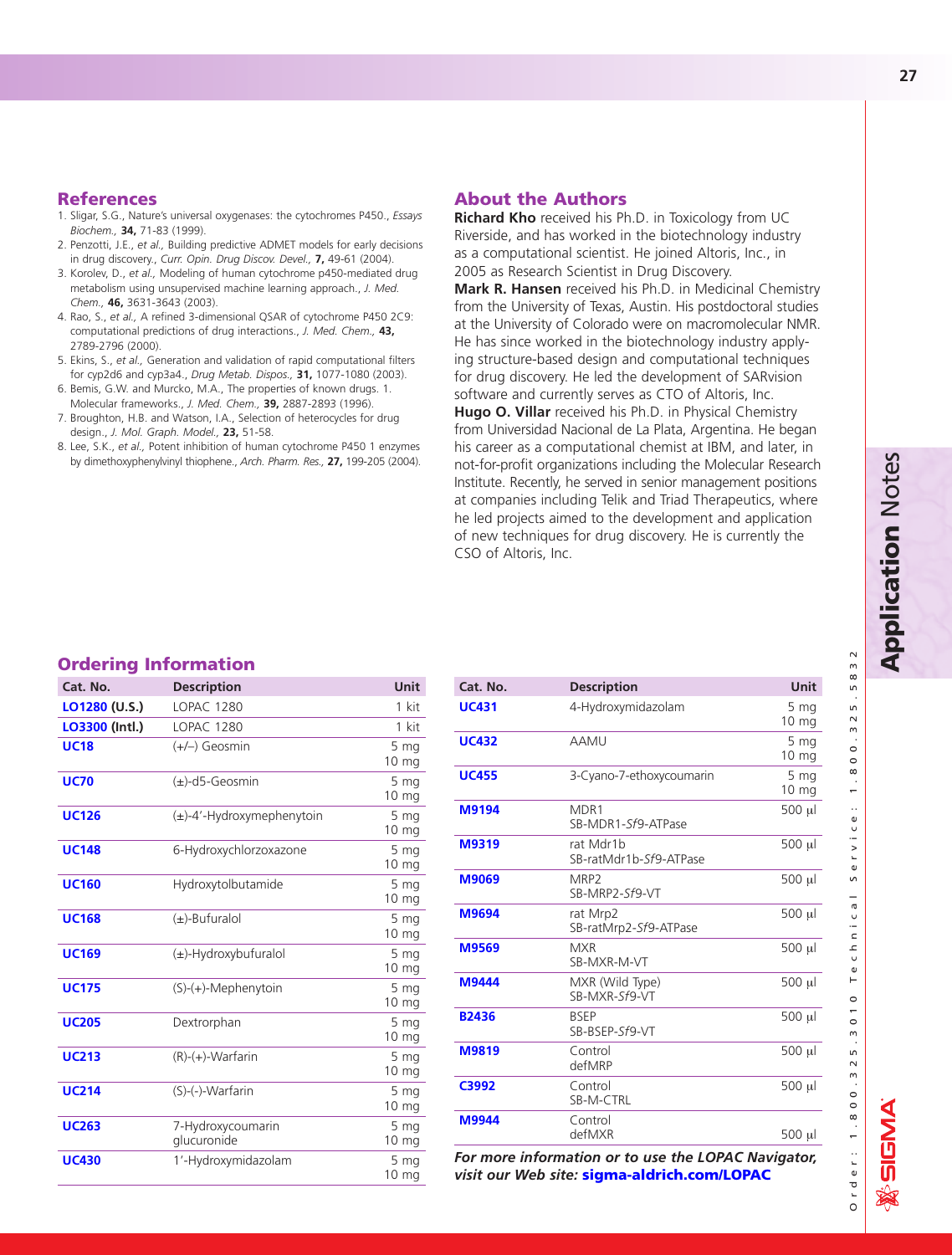## References

1. Sligar, S.G., Nature's universal oxygenases: the cytochromes P450., *Essays Biochem.,* **34,** 71-83 (1999).
2. Penzotti, J.E., *et al.,* Building predictive ADMET models for early decisions in drug discovery., *Curr. Opin. Drug Discov. Devel.,* **7,** 49-61 (2004).
3. Korolev, D., *et al.,* Modeling of human cytochrome p450-mediated drug metabolism using unsupervised machine learning approach., *J. Med. Chem.,* **46,** 3631-3643 (2003).
4. Rao, S., *et al.,* A refined 3-dimensional QSAR of cytochrome P450 2C9: computational predictions of drug interactions., *J. Med. Chem.,* **43,** 2789-2796 (2000).
5. Ekins, S., *et al.,* Generation and validation of rapid computational filters for cyp2d6 and cyp3a4., *Drug Metab. Dispos.,* **31,** 1077-1080 (2003).
6. Bemis, G.W. and Murcko, M.A., The properties of known drugs. 1. Molecular frameworks., *J. Med. Chem.,* **39,** 2887-2893 (1996).
7. Broughton, H.B. and Watson, I.A., Selection of heterocycles for drug design., *J. Mol. Graph. Model.,* **23,** 51-58.
8. Lee, S.K., *et al.,* Potent inhibition of human cytochrome P450 1 enzymes by dimethoxyphenylvinyl thiophene., *Arch. Pharm. Res.,* **27,** 199-205 (2004).

## About the Authors

**Richard Kho** received his Ph.D. in Toxicology from UC Riverside, and has worked in the biotechnology industry as a computational scientist. He joined Altoris, Inc., in 2005 as Research Scientist in Drug Discovery.

**Mark R. Hansen** received his Ph.D. in Medicinal Chemistry from the University of Texas, Austin. His postdoctoral studies at the University of Colorado were on macromolecular NMR. He has since worked in the biotechnology industry applying structure-based design and computational techniques for drug discovery. He led the development of SARvision software and currently serves as CTO of Altoris, Inc.

**Hugo O. Villar** received his Ph.D. in Physical Chemistry from Universidad Nacional de La Plata, Argentina. He began his career as a computational chemist at IBM, and later, in not-for-profit organizations including the Molecular Research Institute. Recently, he served in senior management positions at companies including Telik and Triad Therapeutics, where he led projects aimed to the development and application of new techniques for drug discovery. He is currently the CSO of Altoris, Inc.

## Ordering Information

| Cat. No. | Description | Unit |
|---|---|---|
| LO1280 (U.S.) | LOPAC 1280 | 1 kit |
| LO3300 (Intl.) | LOPAC 1280 | 1 kit |
| UC18 | (+/–) Geosmin | 5 mg<br>10 mg |
| UC70 | (±)-d5-Geosmin | 5 mg<br>10 mg |
| UC126 | (±)-4′-Hydroxymephenytoin | 5 mg<br>10 mg |
| UC148 | 6-Hydroxychlorzoxazone | 5 mg<br>10 mg |
| UC160 | Hydroxytolbutamide | 5 mg<br>10 mg |
| UC168 | (±)-Bufuralol | 5 mg<br>10 mg |
| UC169 | (±)-Hydroxybufuralol | 5 mg<br>10 mg |
| UC175 | (S)-(+)-Mephenytoin | 5 mg<br>10 mg |
| UC205 | Dextrorphan | 5 mg<br>10 mg |
| UC213 | (R)-(+)-Warfarin | 5 mg<br>10 mg |
| UC214 | (S)-(-)-Warfarin | 5 mg<br>10 mg |
| UC263 | 7-Hydroxycoumarin glucuronide | 5 mg<br>10 mg |
| UC430 | 1′-Hydroxymidazolam | 5 mg<br>10 mg |
| UC431 | 4-Hydroxymidazolam | 5 mg<br>10 mg |
| UC432 | AAMU | 5 mg<br>10 mg |
| UC455 | 3-Cyano-7-ethoxycoumarin | 5 mg<br>10 mg |
| M9194 | MDR1<br>SB-MDR1-*Sf*9-ATPase | 500 μl |
| M9319 | rat Mdr1b<br>SB-ratMdr1b-*Sf*9-ATPase | 500 μl |
| M9069 | MRP2<br>SB-MRP2-*Sf*9-VT | 500 μl |
| M9694 | rat Mrp2<br>SB-ratMrp2-*Sf*9-ATPase | 500 μl |
| M9569 | MXR<br>SB-MXR-M-VT | 500 μl |
| M9444 | MXR (Wild Type)<br>SB-MXR-*Sf*9-VT | 500 μl |
| B2436 | BSEP<br>SB-BSEP-*Sf*9-VT | 500 μl |
| M9819 | Control<br>defMRP | 500 μl |
| C3992 | Control<br>SB-M-CTRL | 500 μl |
| M9944 | Control<br>defMXR | 500 μl |

***For more information or to use the LOPAC Navigator, visit our Web site: sigma-aldrich.com/LOPAC***